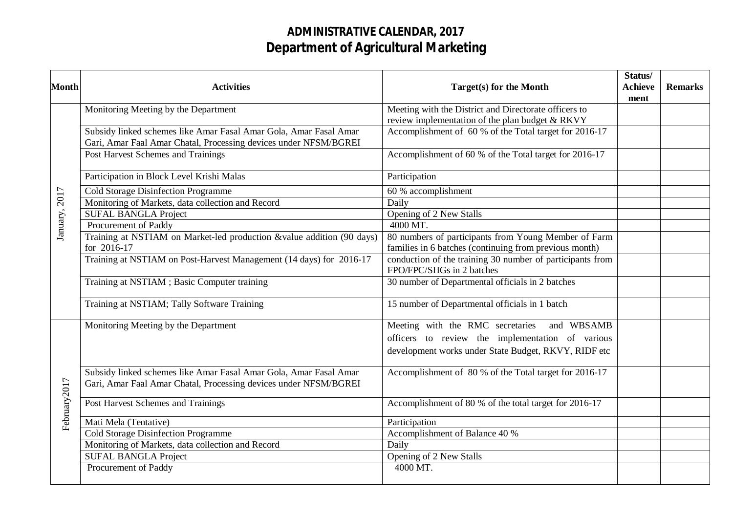# ADMINISTRATIVE CALENDAR, 2017
## Department of Agricultural Marketing

| Month | Activities | Target(s) for the Month | Status/ Achievement | Remarks |
|---|---|---|---|---|
| January, 2017 | Monitoring Meeting by the Department | Meeting with the District and Directorate officers to review implementation of the plan budget & RKVY | | |
| | Subsidy linked schemes like Amar Fasal Amar Gola, Amar Fasal Amar Gari, Amar Faal Amar Chatal, Processing devices under NFSM/BGREI | Accomplishment of 60 % of the Total target for 2016-17 | | |
| | Post Harvest Schemes and Trainings | Accomplishment of 60 % of the Total target for 2016-17 | | |
| | Participation in Block Level Krishi Malas | Participation | | |
| | Cold Storage Disinfection Programme | 60 % accomplishment | | |
| | Monitoring of Markets, data collection and Record | Daily | | |
| | SUFAL BANGLA Project | Opening of 2 New Stalls | | |
| | Procurement of Paddy | 4000 MT. | | |
| | Training at NSTIAM on Market-led production &value addition (90 days) for 2016-17 | 80 numbers of participants from Young Member of Farm families in 6 batches (continuing from previous month) | | |
| | Training at NSTIAM on Post-Harvest Management (14 days) for 2016-17 | conduction of the training 30 number of participants from FPO/FPC/SHGs in 2 batches | | |
| | Training at NSTIAM ; Basic Computer training | 30 number of Departmental officials in 2 batches | | |
| | Training at NSTIAM; Tally Software Training | 15 number of Departmental officials in 1 batch | | |
| February2017 | Monitoring Meeting by the Department | Meeting with the RMC secretaries and WBSAMB officers to review the implementation of various development works under State Budget, RKVY, RIDF etc | | |
| | Subsidy linked schemes like Amar Fasal Amar Gola, Amar Fasal Amar Gari, Amar Faal Amar Chatal, Processing devices under NFSM/BGREI | Accomplishment of 80 % of the Total target for 2016-17 | | |
| | Post Harvest Schemes and Trainings | Accomplishment of 80 % of the total target for 2016-17 | | |
| | Mati Mela (Tentative) | Participation | | |
| | Cold Storage Disinfection Programme | Accomplishment of Balance 40 % | | |
| | Monitoring of Markets, data collection and Record | Daily | | |
| | SUFAL BANGLA Project | Opening of 2 New Stalls | | |
| | Procurement of Paddy | 4000 MT. | | |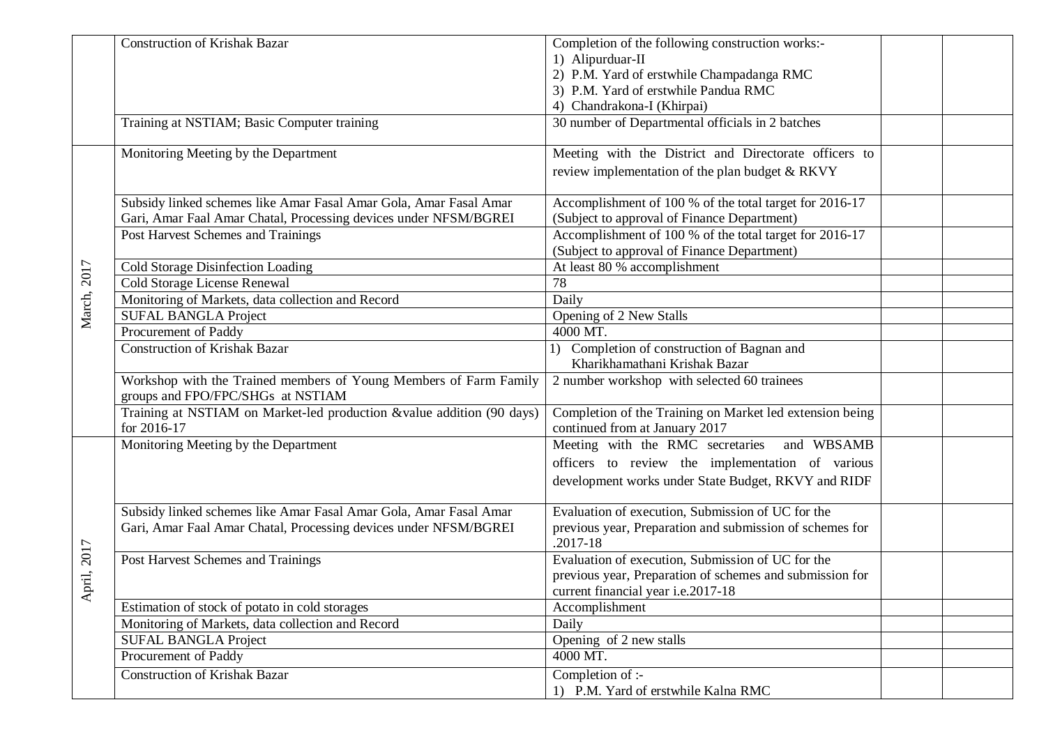| | | | | |
|---|---|---|---|---|
| | Construction of Krishak Bazar | Completion of the following construction works:-<br>1) Alipurduar-II<br>2) P.M. Yard of erstwhile Champadanga RMC<br>3) P.M. Yard of erstwhile Pandua RMC<br>4) Chandrakona-I (Khirpai) | | |
| | Training at NSTIAM; Basic Computer training | 30 number of Departmental officials in 2 batches | | |
| March, 2017 | Monitoring Meeting by the Department | Meeting with the District and Directorate officers to review implementation of the plan budget & RKVY | | |
| | Subsidy linked schemes like Amar Fasal Amar Gola, Amar Fasal Amar Gari, Amar Faal Amar Chatal, Processing devices under NFSM/BGREI | Accomplishment of 100 % of the total target for 2016-17 (Subject to approval of Finance Department) | | |
| | Post Harvest Schemes and Trainings | Accomplishment of 100 % of the total target for 2016-17 (Subject to approval of Finance Department) | | |
| | Cold Storage Disinfection Loading | At least 80 % accomplishment | | |
| | Cold Storage License Renewal | 78 | | |
| | Monitoring of Markets, data collection and Record | Daily | | |
| | SUFAL BANGLA Project | Opening of 2 New Stalls | | |
| | Procurement of Paddy | 4000 MT. | | |
| | Construction of Krishak Bazar | 1) Completion of construction of Bagnan and Kharikhamathani Krishak Bazar | | |
| | Workshop with the Trained members of Young Members of Farm Family groups and FPO/FPC/SHGs at NSTIAM | 2 number workshop with selected 60 trainees | | |
| | Training at NSTIAM on Market-led production &value addition (90 days) for 2016-17 | Completion of the Training on Market led extension being continued from at January 2017 | | |
| April, 2017 | Monitoring Meeting by the Department | Meeting with the RMC secretaries and WBSAMB officers to review the implementation of various development works under State Budget, RKVY and RIDF | | |
| | Subsidy linked schemes like Amar Fasal Amar Gola, Amar Fasal Amar Gari, Amar Faal Amar Chatal, Processing devices under NFSM/BGREI | Evaluation of execution, Submission of UC for the previous year, Preparation and submission of schemes for .2017-18 | | |
| | Post Harvest Schemes and Trainings | Evaluation of execution, Submission of UC for the previous year, Preparation of schemes and submission for current financial year i.e.2017-18 | | |
| | Estimation of stock of potato in cold storages | Accomplishment | | |
| | Monitoring of Markets, data collection and Record | Daily | | |
| | SUFAL BANGLA Project | Opening of 2 new stalls | | |
| | Procurement of Paddy | 4000 MT. | | |
| | Construction of Krishak Bazar | Completion of :-<br>1) P.M. Yard of erstwhile Kalna RMC | | |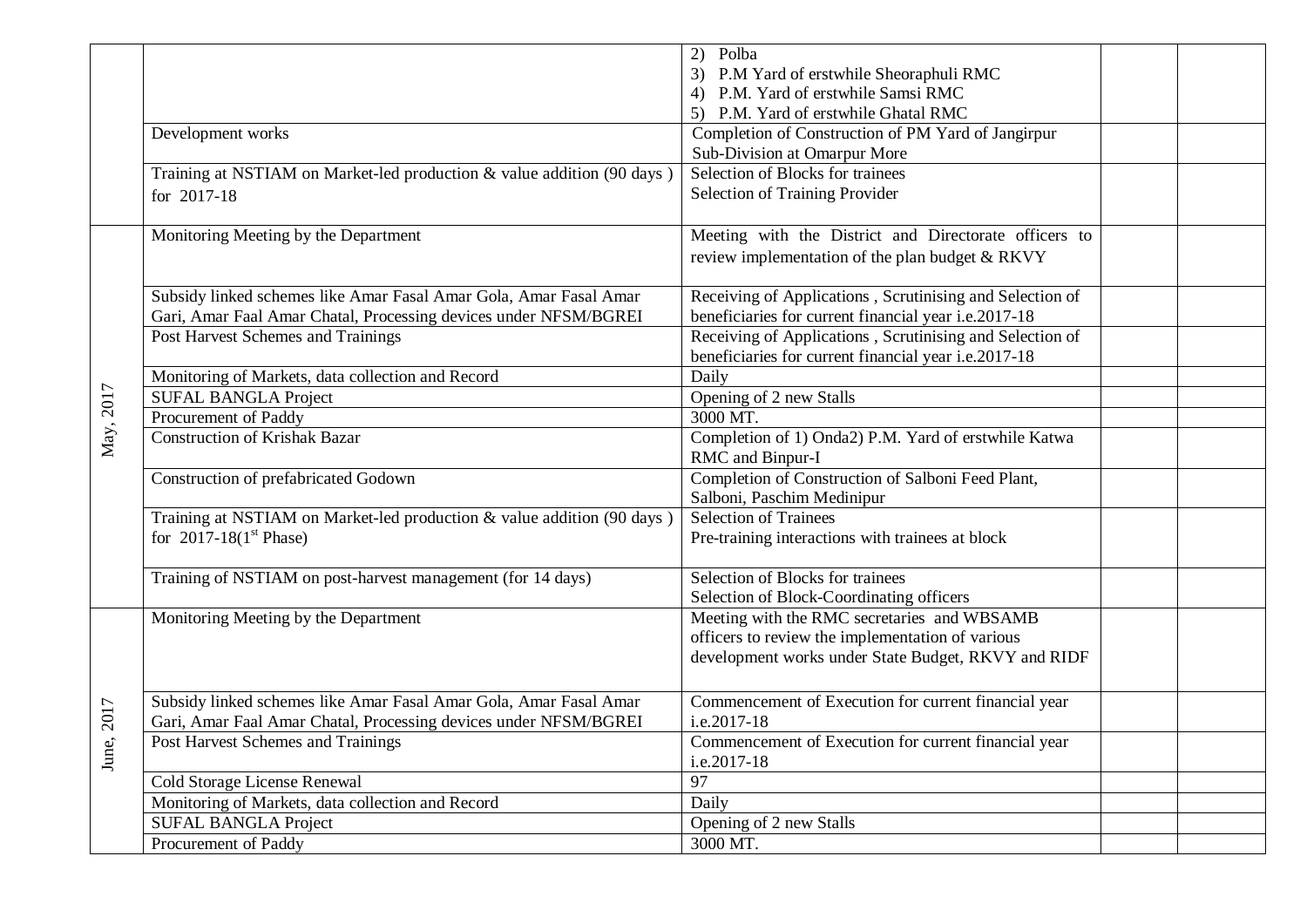| | | | | |
|---|---|---|---|---|
| | | 2) Polba<br>3) P.M Yard of erstwhile Sheoraphuli RMC<br>4) P.M. Yard of erstwhile Samsi RMC<br>5) P.M. Yard of erstwhile Ghatal RMC | | |
| | Development works | Completion of Construction of PM Yard of Jangirpur Sub-Division at Omarpur More | | |
| | Training at NSTIAM on Market-led production & value addition (90 days ) for 2017-18 | Selection of Blocks for trainees<br>Selection of Training Provider | | |
| May, 2017 | Monitoring Meeting by the Department | Meeting with the District and Directorate officers to review implementation of the plan budget & RKVY | | |
| | Subsidy linked schemes like Amar Fasal Amar Gola, Amar Fasal Amar Gari, Amar Faal Amar Chatal, Processing devices under NFSM/BGREI | Receiving of Applications , Scrutinising and Selection of beneficiaries for current financial year i.e.2017-18 | | |
| | Post Harvest Schemes and Trainings | Receiving of Applications , Scrutinising and Selection of beneficiaries for current financial year i.e.2017-18 | | |
| | Monitoring of Markets, data collection and Record | Daily | | |
| | SUFAL BANGLA Project | Opening of 2 new Stalls | | |
| | Procurement of Paddy | 3000 MT. | | |
| | Construction of Krishak Bazar | Completion of 1) Onda2) P.M. Yard of erstwhile Katwa RMC and Binpur-I | | |
| | Construction of prefabricated Godown | Completion of Construction of Salboni Feed Plant, Salboni, Paschim Medinipur | | |
| | Training at NSTIAM on Market-led production & value addition (90 days ) for 2017-18(1st Phase) | Selection of Trainees<br>Pre-training interactions with trainees at block | | |
| | Training of NSTIAM on post-harvest management (for 14 days) | Selection of Blocks for trainees<br>Selection of Block-Coordinating officers | | |
| June, 2017 | Monitoring Meeting by the Department | Meeting with the RMC secretaries and WBSAMB officers to review the implementation of various development works under State Budget, RKVY and RIDF | | |
| | Subsidy linked schemes like Amar Fasal Amar Gola, Amar Fasal Amar Gari, Amar Faal Amar Chatal, Processing devices under NFSM/BGREI | Commencement of Execution for current financial year i.e.2017-18 | | |
| | Post Harvest Schemes and Trainings | Commencement of Execution for current financial year i.e.2017-18 | | |
| | Cold Storage License Renewal | 97 | | |
| | Monitoring of Markets, data collection and Record | Daily | | |
| | SUFAL BANGLA Project | Opening of 2 new Stalls | | |
| | Procurement of Paddy | 3000 MT. | | |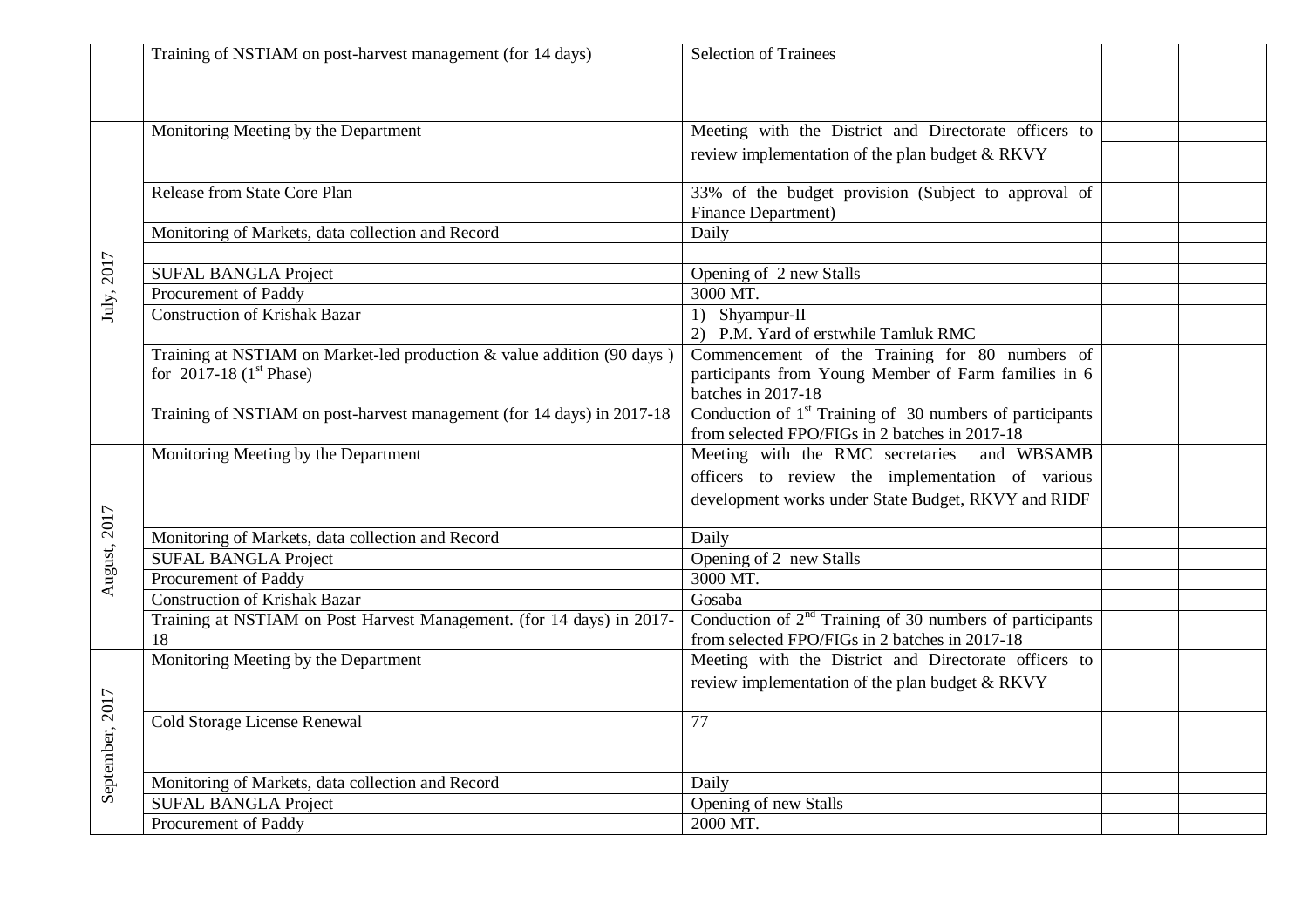| | | | | |
|---|---|---|---|---|
| | Training of NSTIAM on post-harvest management (for 14 days) | Selection of Trainees | | |
| July, 2017 | Monitoring Meeting by the Department | Meeting with the District and Directorate officers to review implementation of the plan budget & RKVY | | |
| | Release from State Core Plan | 33% of the budget provision (Subject to approval of Finance Department) | | |
| | Monitoring of Markets, data collection and Record | Daily | | |
| | | | | |
| | SUFAL BANGLA Project | Opening of 2 new Stalls | | |
| | Procurement of Paddy | 3000 MT. | | |
| | Construction of Krishak Bazar | 1) Shyampur-II<br>2) P.M. Yard of erstwhile Tamluk RMC | | |
| | Training at NSTIAM on Market-led production & value addition (90 days) for 2017-18 (1st Phase) | Commencement of the Training for 80 numbers of participants from Young Member of Farm families in 6 batches in 2017-18 | | |
| | Training of NSTIAM on post-harvest management (for 14 days) in 2017-18 | Conduction of 1st Training of 30 numbers of participants from selected FPO/FIGs in 2 batches in 2017-18 | | |
| August, 2017 | Monitoring Meeting by the Department | Meeting with the RMC secretaries and WBSAMB officers to review the implementation of various development works under State Budget, RKVY and RIDF | | |
| | Monitoring of Markets, data collection and Record | Daily | | |
| | SUFAL BANGLA Project | Opening of 2 new Stalls | | |
| | Procurement of Paddy | 3000 MT. | | |
| | Construction of Krishak Bazar | Gosaba | | |
| | Training at NSTIAM on Post Harvest Management. (for 14 days) in 2017-18 | Conduction of 2nd Training of 30 numbers of participants from selected FPO/FIGs in 2 batches in 2017-18 | | |
| September, 2017 | Monitoring Meeting by the Department | Meeting with the District and Directorate officers to review implementation of the plan budget & RKVY | | |
| | Cold Storage License Renewal | 77 | | |
| | Monitoring of Markets, data collection and Record | Daily | | |
| | SUFAL BANGLA Project | Opening of new Stalls | | |
| | Procurement of Paddy | 2000 MT. | | |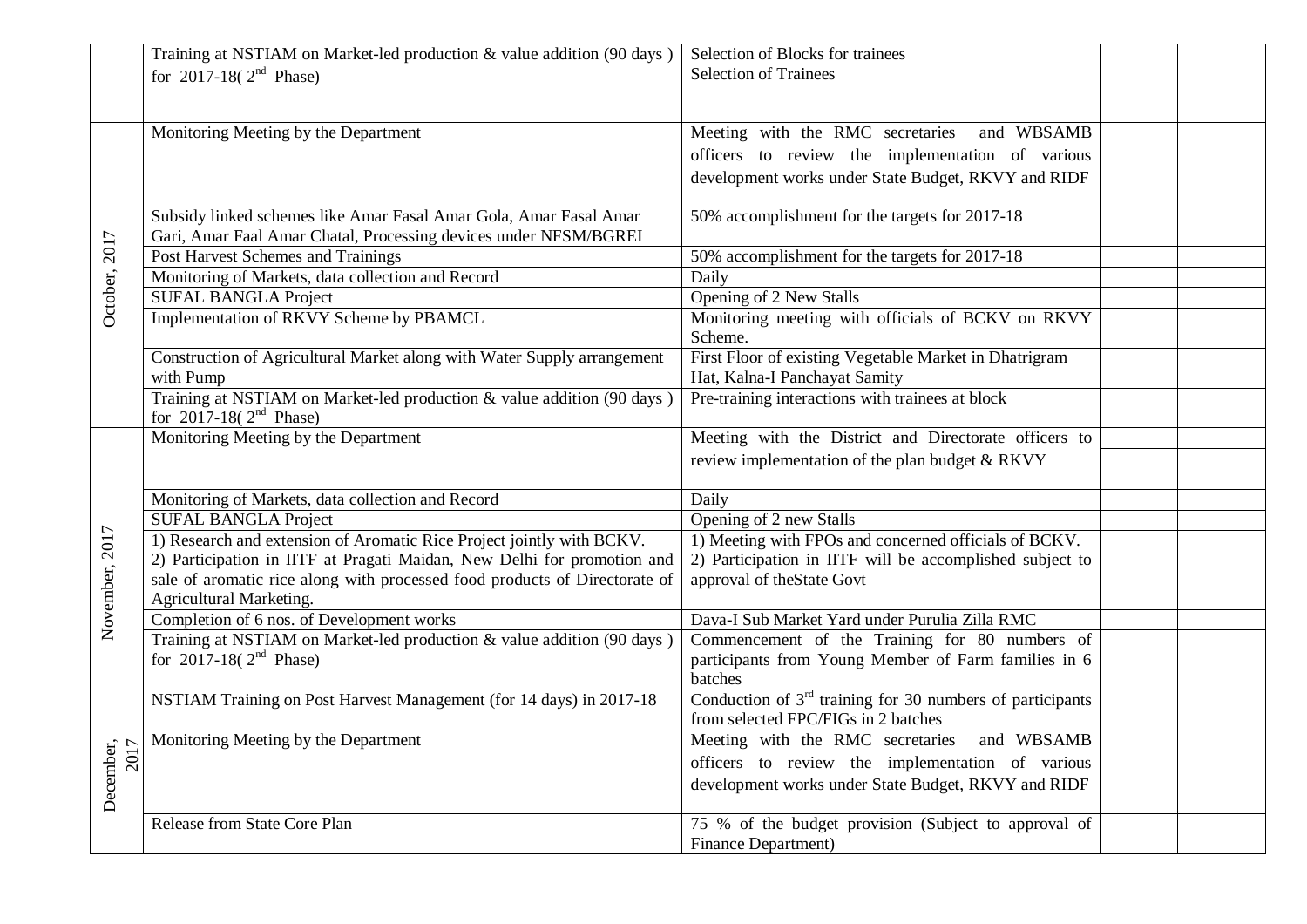| | | | | |
|---|---|---|---|---|
| | Training at NSTIAM on Market-led production & value addition (90 days ) for 2017-18( 2nd Phase) | Selection of Blocks for trainees<br>Selection of Trainees | | |
| October, 2017 | Monitoring Meeting by the Department | Meeting with the RMC secretaries and WBSAMB officers to review the implementation of various development works under State Budget, RKVY and RIDF | | |
| | Subsidy linked schemes like Amar Fasal Amar Gola, Amar Fasal Amar Gari, Amar Faal Amar Chatal, Processing devices under NFSM/BGREI | 50% accomplishment for the targets for 2017-18 | | |
| | Post Harvest Schemes and Trainings | 50% accomplishment for the targets for 2017-18 | | |
| | Monitoring of Markets, data collection and Record | Daily | | |
| | SUFAL BANGLA Project | Opening of 2 New Stalls | | |
| | Implementation of RKVY Scheme by PBAMCL | Monitoring meeting with officials of BCKV on RKVY Scheme. | | |
| | Construction of Agricultural Market along with Water Supply arrangement with Pump | First Floor of existing Vegetable Market in Dhatrigram Hat, Kalna-I Panchayat Samity | | |
| | Training at NSTIAM on Market-led production & value addition (90 days ) for 2017-18( 2nd Phase) | Pre-training interactions with trainees at block | | |
| November, 2017 | Monitoring Meeting by the Department | Meeting with the District and Directorate officers to review implementation of the plan budget & RKVY | | |
| | Monitoring of Markets, data collection and Record | Daily | | |
| | SUFAL BANGLA Project | Opening of 2 new Stalls | | |
| | 1) Research and extension of Aromatic Rice Project jointly with BCKV.<br>2) Participation in IITF at Pragati Maidan, New Delhi for promotion and sale of aromatic rice along with processed food products of Directorate of Agricultural Marketing. | 1) Meeting with FPOs and concerned officials of BCKV.<br>2) Participation in IITF will be accomplished subject to approval of theState Govt | | |
| | Completion of 6 nos. of Development works | Dava-I Sub Market Yard under Purulia Zilla RMC | | |
| | Training at NSTIAM on Market-led production & value addition (90 days ) for 2017-18( 2nd Phase) | Commencement of the Training for 80 numbers of participants from Young Member of Farm families in 6 batches | | |
| | NSTIAM Training on Post Harvest Management (for 14 days) in 2017-18 | Conduction of 3rd training for 30 numbers of participants from selected FPC/FIGs in 2 batches | | |
| December, 2017 | Monitoring Meeting by the Department | Meeting with the RMC secretaries and WBSAMB officers to review the implementation of various development works under State Budget, RKVY and RIDF | | |
| | Release from State Core Plan | 75 % of the budget provision (Subject to approval of Finance Department) | | |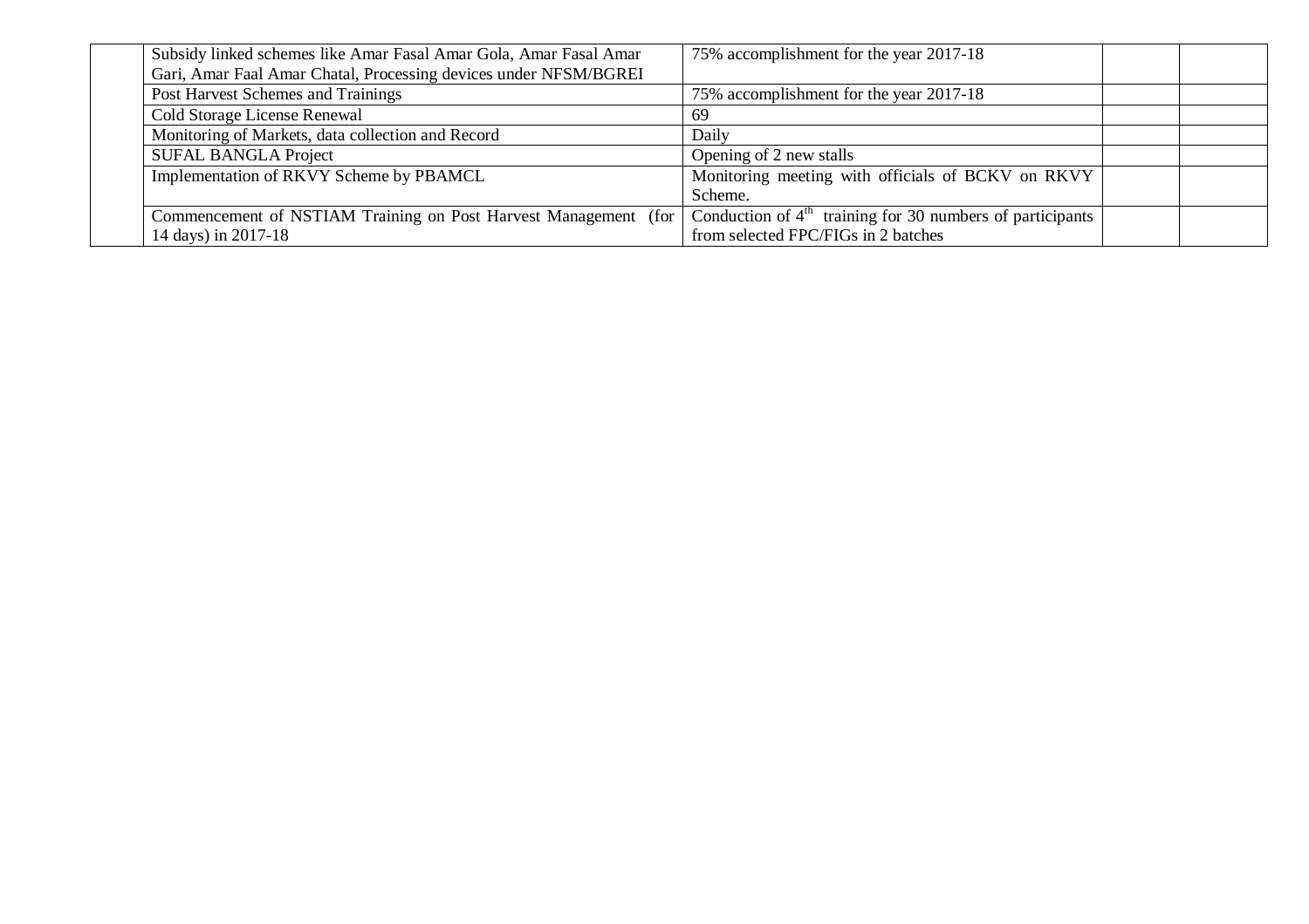| | | | | |
|---|---|---|---|---|
| | Subsidy linked schemes like Amar Fasal Amar Gola, Amar Fasal Amar Gari, Amar Faal Amar Chatal, Processing devices under NFSM/BGREI | 75% accomplishment for the year 2017-18 | | |
| | Post Harvest Schemes and Trainings | 75% accomplishment for the year 2017-18 | | |
| | Cold Storage License Renewal | 69 | | |
| | Monitoring of Markets, data collection and Record | Daily | | |
| | SUFAL BANGLA Project | Opening of 2 new stalls | | |
| | Implementation of RKVY Scheme by PBAMCL | Monitoring meeting with officials of BCKV on RKVY Scheme. | | |
| | Commencement of NSTIAM Training on Post Harvest Management (for 14 days) in 2017-18 | Conduction of 4th training for 30 numbers of participants from selected FPC/FIGs in 2 batches | | |